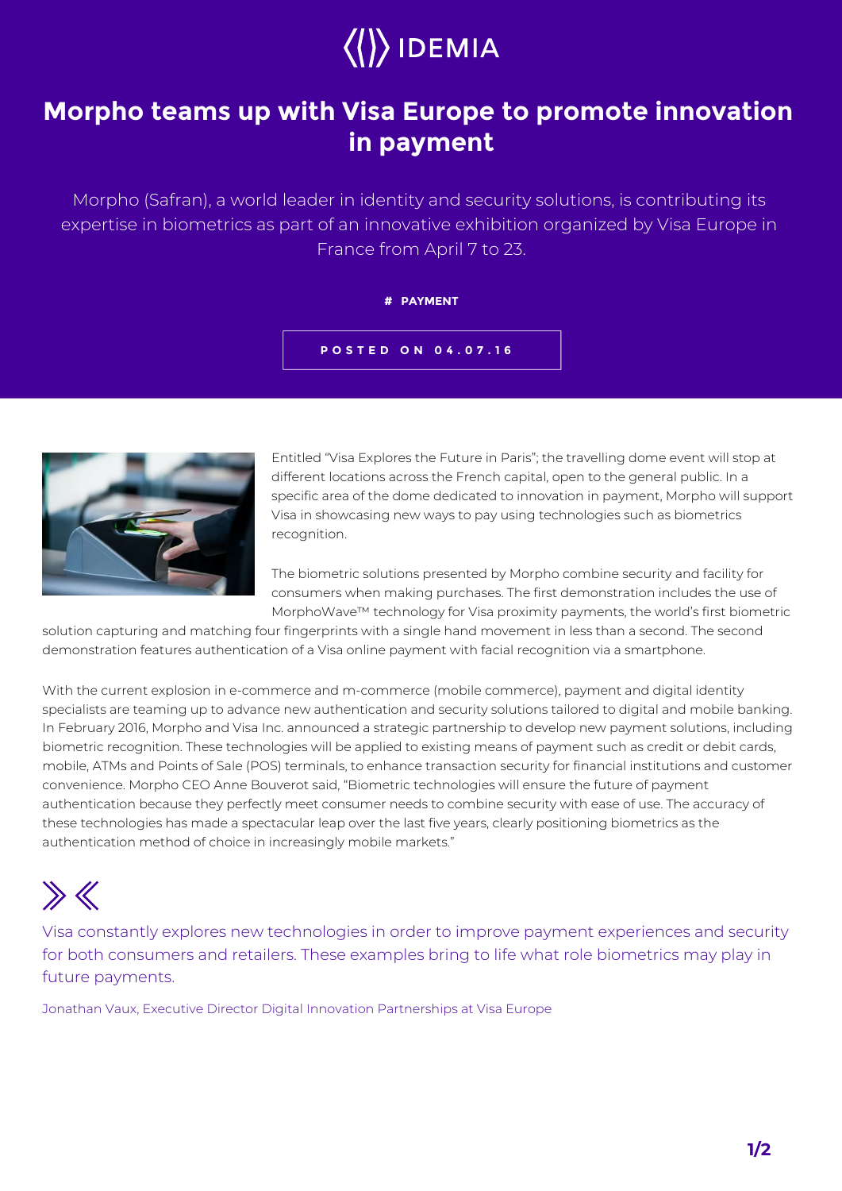IDEMIA

# Morpho teams up with Visa Europe to promote innovation in payment

Morpho (Safran), a world leader in identity and security solutions, is contributing its expertise in biometrics as part of an innovative exhibition organized by Visa Europe in France from April 7 to 23.

**# PAYMENT**

**POSTED ON 04.07.16**

Entitled "Visa Explores the Future in Paris"; the travelling dome event will stop at different locations across the French capital, open to the general public. In a specific area of the dome dedicated to innovation in payment, Morpho will support Visa in showcasing new ways to pay using technologies such as biometrics recognition.

The biometric solutions presented by Morpho combine security and facility for consumers when making purchases. The first demonstration includes the use of MorphoWave™ technology for Visa proximity payments, the world's first biometric solution capturing and matching four fingerprints with a single hand movement in less than a second. The second demonstration features authentication of a Visa online payment with facial recognition via a smartphone.

With the current explosion in e-commerce and m-commerce (mobile commerce), payment and digital identity specialists are teaming up to advance new authentication and security solutions tailored to digital and mobile banking. In February 2016, Morpho and Visa Inc. announced a strategic partnership to develop new payment solutions, including biometric recognition. These technologies will be applied to existing means of payment such as credit or debit cards, mobile, ATMs and Points of Sale (POS) terminals, to enhance transaction security for financial institutions and customer convenience. Morpho CEO Anne Bouverot said, "Biometric technologies will ensure the future of payment authentication because they perfectly meet consumer needs to combine security with ease of use. The accuracy of these technologies has made a spectacular leap over the last five years, clearly positioning biometrics as the authentication method of choice in increasingly mobile markets."

> Visa constantly explores new technologies in order to improve payment experiences and security for both consumers and retailers. These examples bring to life what role biometrics may play in future payments.
>
> Jonathan Vaux, Executive Director Digital Innovation Partnerships at Visa Europe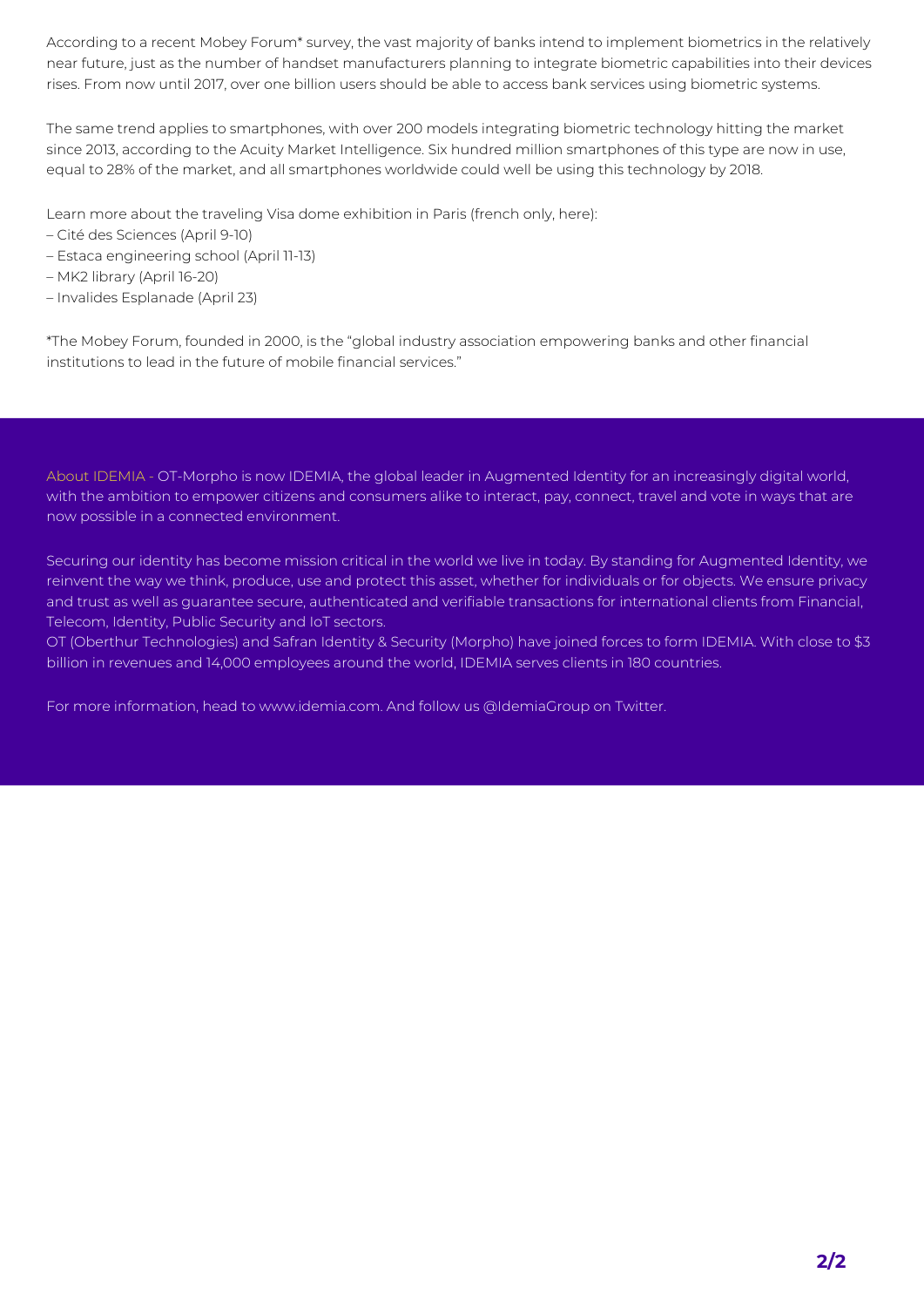According to a recent Mobey Forum* survey, the vast majority of banks intend to implement biometrics in the relatively near future, just as the number of handset manufacturers planning to integrate biometric capabilities into their devices rises. From now until 2017, over one billion users should be able to access bank services using biometric systems.

The same trend applies to smartphones, with over 200 models integrating biometric technology hitting the market since 2013, according to the Acuity Market Intelligence. Six hundred million smartphones of this type are now in use, equal to 28% of the market, and all smartphones worldwide could well be using this technology by 2018.

Learn more about the traveling Visa dome exhibition in Paris (french only, here):

– Cité des Sciences (April 9-10)
– Estaca engineering school (April 11-13)
– MK2 library (April 16-20)
– Invalides Esplanade (April 23)

*The Mobey Forum, founded in 2000, is the "global industry association empowering banks and other financial institutions to lead in the future of mobile financial services."

About IDEMIA - OT-Morpho is now IDEMIA, the global leader in Augmented Identity for an increasingly digital world, with the ambition to empower citizens and consumers alike to interact, pay, connect, travel and vote in ways that are now possible in a connected environment.

Securing our identity has become mission critical in the world we live in today. By standing for Augmented Identity, we reinvent the way we think, produce, use and protect this asset, whether for individuals or for objects. We ensure privacy and trust as well as guarantee secure, authenticated and verifiable transactions for international clients from Financial, Telecom, Identity, Public Security and IoT sectors.
OT (Oberthur Technologies) and Safran Identity & Security (Morpho) have joined forces to form IDEMIA. With close to $3 billion in revenues and 14,000 employees around the world, IDEMIA serves clients in 180 countries.

For more information, head to www.idemia.com. And follow us @IdemiaGroup on Twitter.